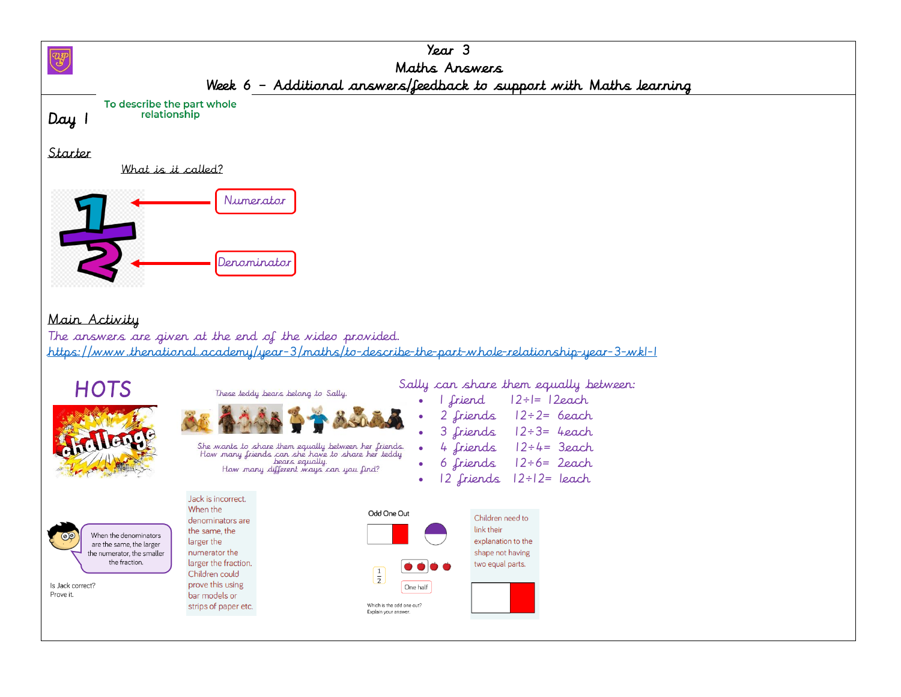# Year 3

## Maths Answers

### Week 6 – Additional answers/feedback to support with Maths learning

## Day 1

To describe the part whole relationship

### Starter

What is it called?

1 → Numerator

2 → Denominator

### Main Activity

The answers are given at the end of the video provided.

https://www.thenational.academy/year-3/maths/to-describe-the-part-whole-relationship-year-3-wk1-1

### HOTS

challenge

These teddy bears belong to Sally.

She wants to share them equally between her friends. How many friends can she have to share her teddy bears equally.

How many different ways can you find?

Sally can share them equally between:

- 1 friend $12 \div 1 = 12$ each
- 2 friends $12 \div 2 = 6$ each
- 3 friends $12 \div 3 = 4$ each
- 4 friends $12 \div 4 = 3$ each
- 6 friends $12 \div 6 = 2$ each
- 12 friends $12 \div 12 = 1$ each

When the denominators are the same, the larger the numerator, the smaller the fraction.

Is Jack correct? Prove it.

Jack is incorrect. When the denominators are the same, the larger numerator the larger the fraction. Children could prove this using bar models or strips of paper etc.

Odd One Out

$\frac{1}{2}$

One half

Which is the odd one out? Explain your answer.

Children need to link their explanation to the shape not having two equal parts.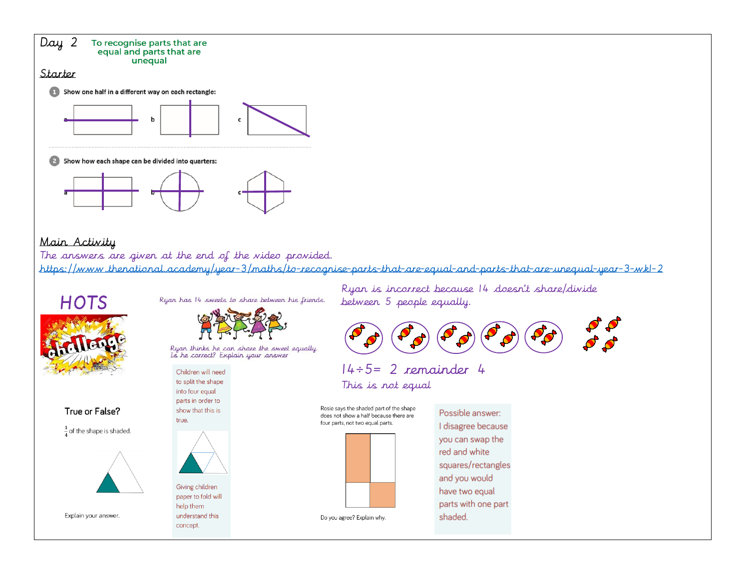Day 2

**To recognise parts that are equal and parts that are unequal**

## Starter

1. Show one half in a different way on each rectangle:

a b c

2. Show how each shape can be divided into quarters:

a b c

## Main Activity

The answers are given at the end of the video provided.

https://www.thenational.academy/year-3/maths/to-recognise-parts-that-are-equal-and-parts-that-are-unequal-year-3-wk1-2

### HOTS

challenge

Ryan has 14 sweets to share between his friends.

Ryan thinks he can share the sweet equally. Is he correct? Explain your answer

Ryan is incorrect because 14 doesn't share/divide between 5 people equally.

$14 \div 5 =$ 2 remainder 4

This is not equal

**True or False?**

$\frac{1}{4}$ of the shape is shaded.

Explain your answer.

Children will need to split the shape into four equal parts in order to show that this is true.

Giving children paper to fold will help them understand this concept.

Rosie says the shaded part of the shape does not show a half because there are four parts, not two equal parts.

Do you agree? Explain why.

Possible answer:
I disagree because you can swap the red and white squares/rectangles and you would have two equal parts with one part shaded.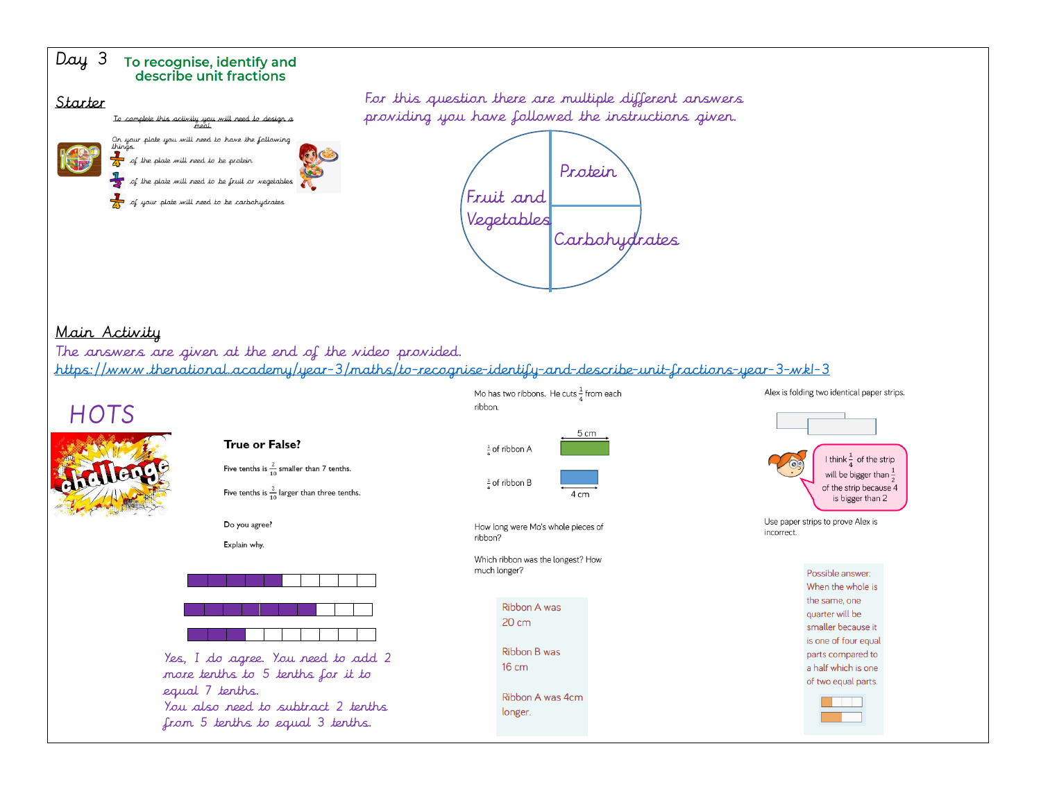# Day 3 — To recognise, identify and describe unit fractions

## Starter

To complete this activity you will need to design a meal.

On your plate you will need to have the following things:

- $\frac{1}{4}$ of the plate will need to be protein
- $\frac{1}{2}$ of the plate will need to be fruit or vegetables
- $\frac{1}{4}$ of your plate will need to be carbohydrates

*For this question there are multiple different answers providing you have followed the instructions given.*

Protein

Fruit and Vegetables

Carbohydrates

## Main Activity

*The answers are given at the end of the video provided.*

https://www.thenational.academy/year-3/maths/to-recognise-identify-and-describe-unit-fractions-year-3-wk1-3

## HOTS

challenge

**True or False?**

Five tenths is $\frac{2}{10}$ smaller than 7 tenths.

Five tenths is $\frac{2}{10}$ larger than three tenths.

Do you agree?

Explain why.

*Yes, I do agree. You need to add 2 more tenths to 5 tenths for it to equal 7 tenths.*
*You also need to subtract 2 tenths from 5 tenths to equal 3 tenths.*

Mo has two ribbons. He cuts $\frac{1}{4}$ from each ribbon.

$\frac{1}{4}$ of ribbon A — 5 cm

$\frac{1}{4}$ of ribbon B — 4 cm

How long were Mo's whole pieces of ribbon?

Which ribbon was the longest? How much longer?

Ribbon A was 20 cm

Ribbon B was 16 cm

Ribbon A was 4cm longer.

Alex is folding two identical paper strips.

I think $\frac{1}{4}$ of the strip will be bigger than $\frac{1}{2}$ of the strip because 4 is bigger than 2

Use paper strips to prove Alex is incorrect.

Possible answer:
When the whole is the same, one quarter will be smaller because it is one of four equal parts compared to a half which is one of two equal parts.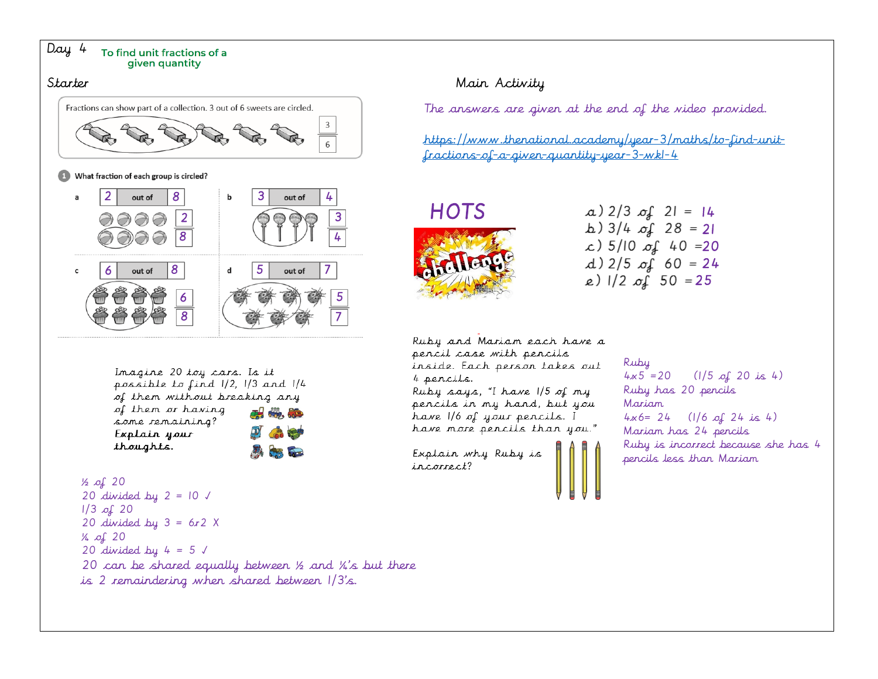Day 4 **To find unit fractions of a given quantity**

## Starter

Fractions can show part of a collection. 3 out of 6 sweets are circled. $\frac{3}{6}$

**1** What fraction of each group is circled?

a) 2 out of 8 — $\frac{2}{8}$

b) 3 out of 4 — $\frac{3}{4}$

c) 6 out of 8 — $\frac{6}{8}$

d) 5 out of 7 — $\frac{5}{7}$

Imagine 20 toy cars. Is it possible to find 1/2, 1/3 and 1/4 of them without breaking any of them or having some remaining? **Explain your thoughts.**

½ of 20
20 divided by 2 = 10 ✓
1/3 of 20
20 divided by 3 = 6r2 X
¼ of 20
20 divided by 4 = 5 ✓
20 can be shared equally between ½ and ¼'s but there is 2 remaindering when shared between 1/3's.

## Main Activity

The answers are given at the end of the video provided.

https://www.thenational.academy/year-3/maths/to-find-unit-fractions-of-a-given-quantity-year-3-wk1-4

### HOTS

challenge

a) 2/3 of 21 = 14
b) 3/4 of 28 = 21
c) 5/10 of 40 =20
d) 2/5 of 60 = 24
e) 1/2 of 50 =25

Ruby and Mariam each have a pencil case with pencils inside. Each person takes out 4 pencils.
Ruby says, "I have 1/5 of my pencils in my hand, but you have 1/6 of your pencils. I have more pencils than you."

Explain why Ruby is incorrect?

Ruby
4x5 =20 (1/5 of 20 is 4)
Ruby has 20 pencils
Mariam
4x6= 24 (1/6 of 24 is 4)
Mariam has 24 pencils
Ruby is incorrect because she has 4 pencils less than Mariam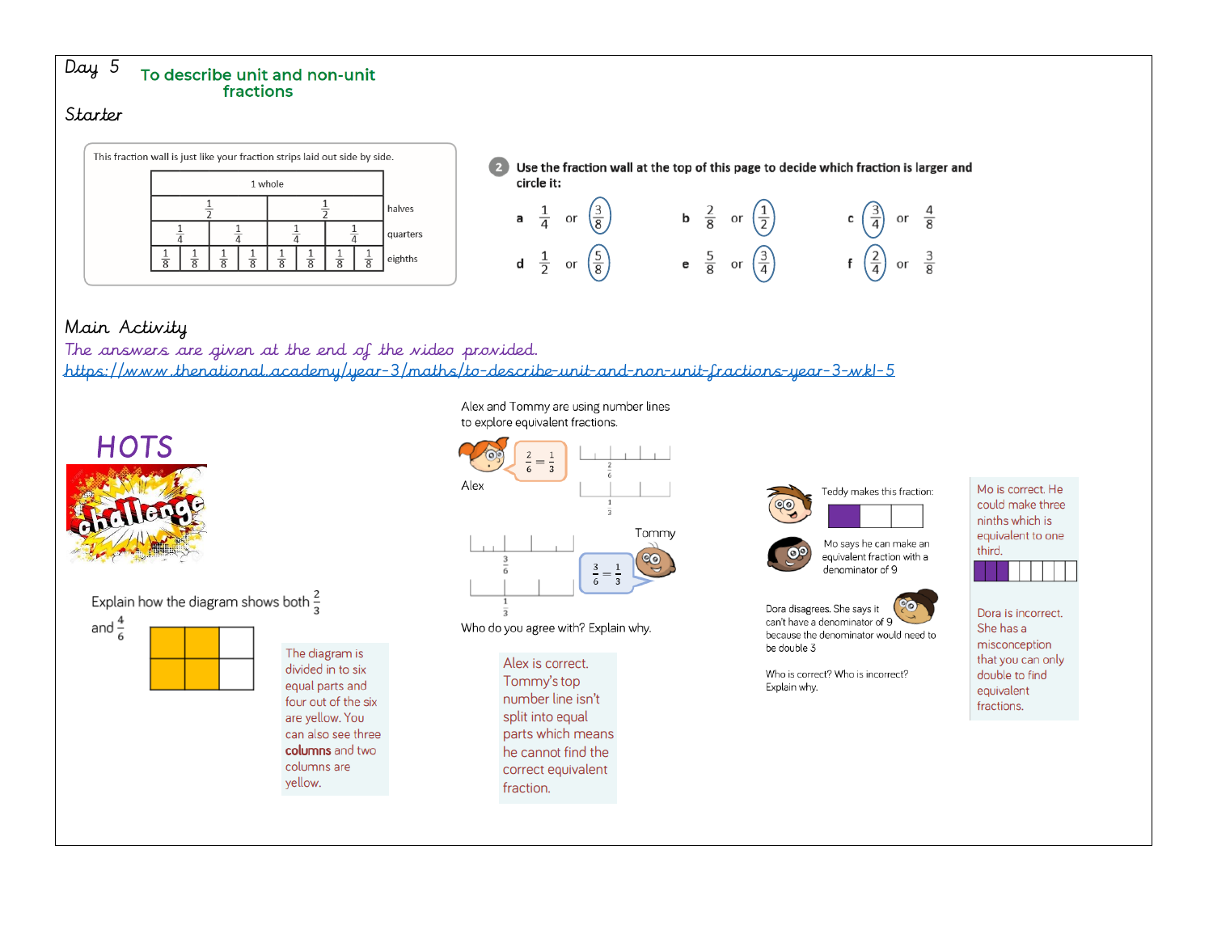Day 5 **To describe unit and non-unit fractions**

## Starter

This fraction wall is just like your fraction strips laid out side by side.

| 1 whole | | | | | | | | |
|---|---|---|---|---|---|---|---|---|
| $\frac{1}{2}$ | | | | $\frac{1}{2}$ | | | | halves |
| $\frac{1}{4}$ | | $\frac{1}{4}$ | | $\frac{1}{4}$ | | $\frac{1}{4}$ | | quarters |
| $\frac{1}{8}$ | $\frac{1}{8}$ | $\frac{1}{8}$ | $\frac{1}{8}$ | $\frac{1}{8}$ | $\frac{1}{8}$ | $\frac{1}{8}$ | $\frac{1}{8}$ | eighths |

**2** **Use the fraction wall at the top of this page to decide which fraction is larger and circle it:**

a $\frac{1}{4}$ or $\frac{3}{8}$ (circled: $\frac{3}{8}$)

b $\frac{2}{8}$ or $\frac{1}{2}$ (circled: $\frac{1}{2}$)

c $\frac{3}{4}$ or $\frac{4}{8}$ (circled: $\frac{3}{4}$)

d $\frac{1}{2}$ or $\frac{5}{8}$ (circled: $\frac{5}{8}$)

e $\frac{5}{8}$ or $\frac{3}{4}$ (circled: $\frac{3}{4}$)

f $\frac{2}{4}$ or $\frac{3}{8}$ (circled: $\frac{2}{4}$)

## Main Activity

*The answers are given at the end of the video provided.*

https://www.thenational.academy/year-3/maths/to-describe-unit-and-non-unit-fractions-year-3-wk1-5

### HOTS

challenge

Explain how the diagram shows both $\frac{2}{3}$ and $\frac{4}{6}$

The diagram is divided in to six equal parts and four out of the six are yellow. You can also see three **columns** and two columns are yellow.

Alex and Tommy are using number lines to explore equivalent fractions.

Alex: $\frac{2}{6} = \frac{1}{3}$

$\frac{2}{6}$

$\frac{1}{3}$

Tommy: $\frac{3}{6} = \frac{1}{3}$

$\frac{3}{6}$

$\frac{1}{3}$

Who do you agree with? Explain why.

Alex is correct. Tommy's top number line isn't split into equal parts which means he cannot find the correct equivalent fraction.

Teddy makes this fraction:

Mo says he can make an equivalent fraction with a denominator of 9

Dora disagrees. She says it can't have a denominator of 9 because the denominator would need to be double 3

Who is correct? Who is incorrect? Explain why.

Mo is correct. He could make three ninths which is equivalent to one third.

Dora is incorrect. She has a misconception that you can only double to find equivalent fractions.